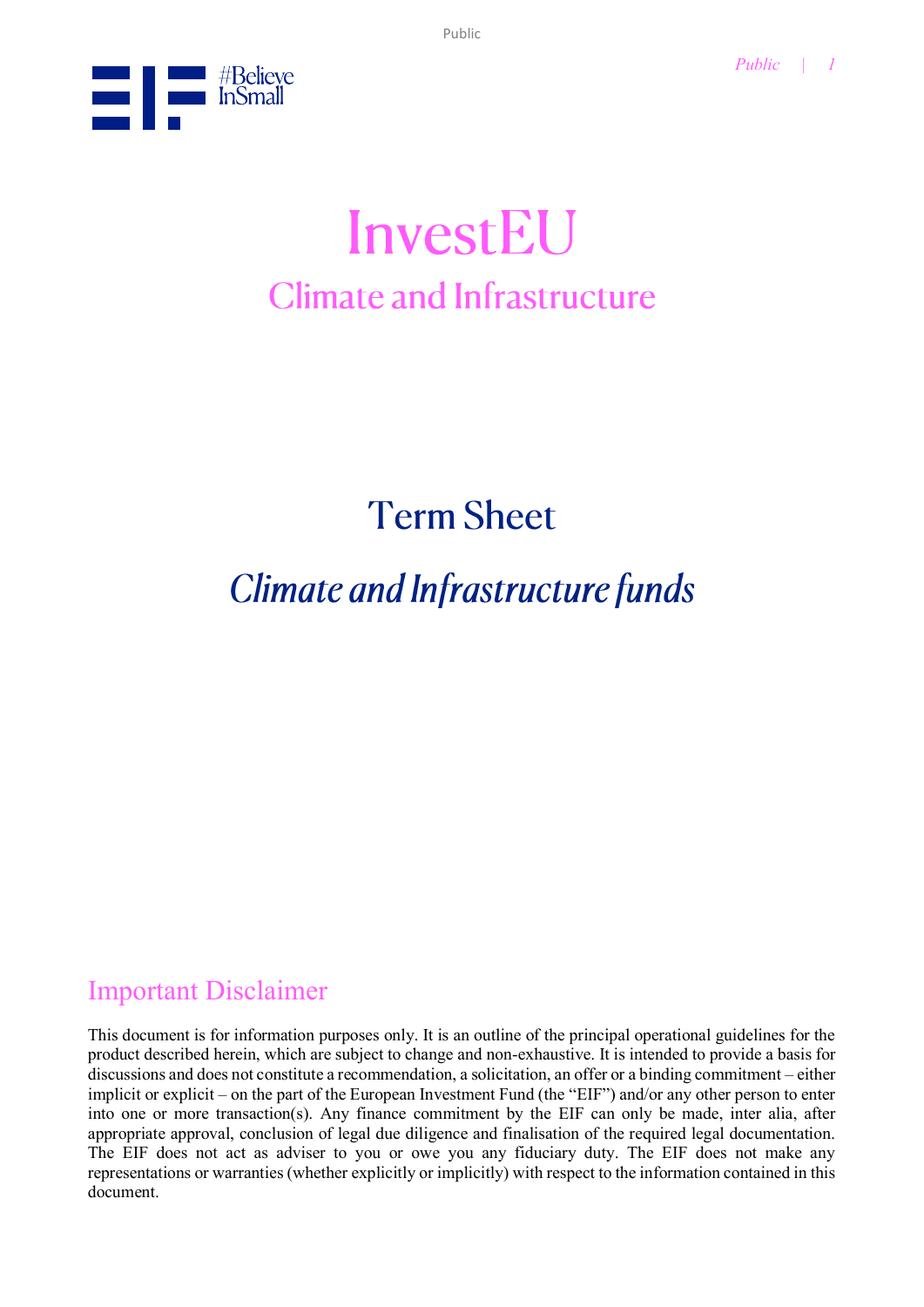# InvestEU

## Climate and Infrastructure

# Term Sheet

## *Climate and Infrastructure funds*

## Important Disclaimer

This document is for information purposes only. It is an outline of the principal operational guidelines for the product described herein, which are subject to change and non-exhaustive. It is intended to provide a basis for discussions and does not constitute a recommendation, a solicitation, an offer or a binding commitment – either implicit or explicit – on the part of the European Investment Fund (the "EIF") and/or any other person to enter into one or more transaction(s). Any finance commitment by the EIF can only be made, inter alia, after appropriate approval, conclusion of legal due diligence and finalisation of the required legal documentation. The EIF does not act as adviser to you or owe you any fiduciary duty. The EIF does not make any representations or warranties (whether explicitly or implicitly) with respect to the information contained in this document.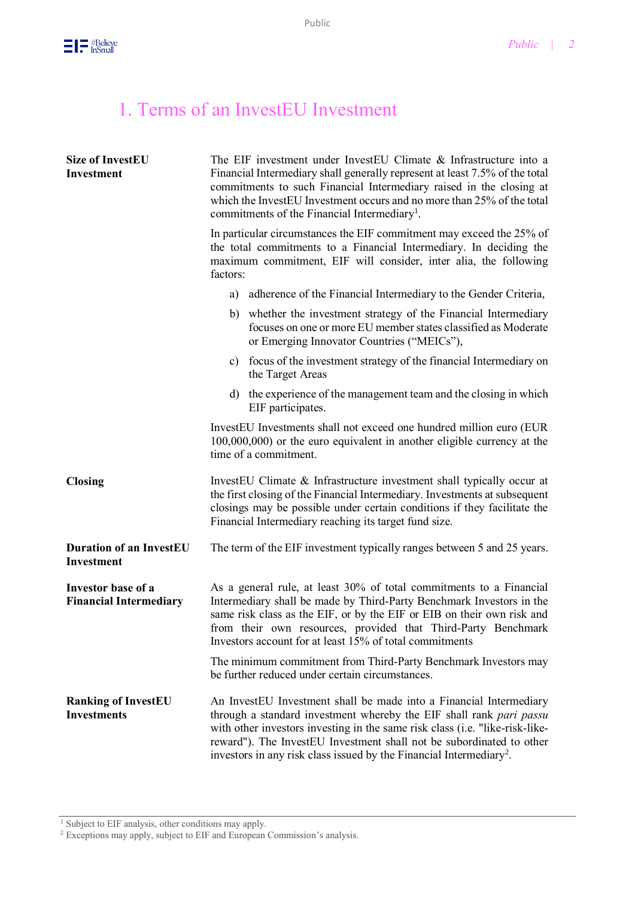# 1. Terms of an InvestEU Investment

**Size of InvestEU Investment**

The EIF investment under InvestEU Climate & Infrastructure into a Financial Intermediary shall generally represent at least 7.5% of the total commitments to such Financial Intermediary raised in the closing at which the InvestEU Investment occurs and no more than 25% of the total commitments of the Financial Intermediary[1].

In particular circumstances the EIF commitment may exceed the 25% of the total commitments to a Financial Intermediary. In deciding the maximum commitment, EIF will consider, inter alia, the following factors:

a) adherence of the Financial Intermediary to the Gender Criteria,

b) whether the investment strategy of the Financial Intermediary focuses on one or more EU member states classified as Moderate or Emerging Innovator Countries ("MEICs"),

c) focus of the investment strategy of the financial Intermediary on the Target Areas

d) the experience of the management team and the closing in which EIF participates.

InvestEU Investments shall not exceed one hundred million euro (EUR 100,000,000) or the euro equivalent in another eligible currency at the time of a commitment.

**Closing**

InvestEU Climate & Infrastructure investment shall typically occur at the first closing of the Financial Intermediary. Investments at subsequent closings may be possible under certain conditions if they facilitate the Financial Intermediary reaching its target fund size.

**Duration of an InvestEU Investment**

The term of the EIF investment typically ranges between 5 and 25 years.

**Investor base of a Financial Intermediary**

As a general rule, at least 30% of total commitments to a Financial Intermediary shall be made by Third-Party Benchmark Investors in the same risk class as the EIF, or by the EIF or EIB on their own risk and from their own resources, provided that Third-Party Benchmark Investors account for at least 15% of total commitments

The minimum commitment from Third-Party Benchmark Investors may be further reduced under certain circumstances.

**Ranking of InvestEU Investments**

An InvestEU Investment shall be made into a Financial Intermediary through a standard investment whereby the EIF shall rank *pari passu* with other investors investing in the same risk class (i.e. "like-risk-like-reward"). The InvestEU Investment shall not be subordinated to other investors in any risk class issued by the Financial Intermediary[2].

---

[1] Subject to EIF analysis, other conditions may apply.

[2] Exceptions may apply, subject to EIF and European Commission's analysis.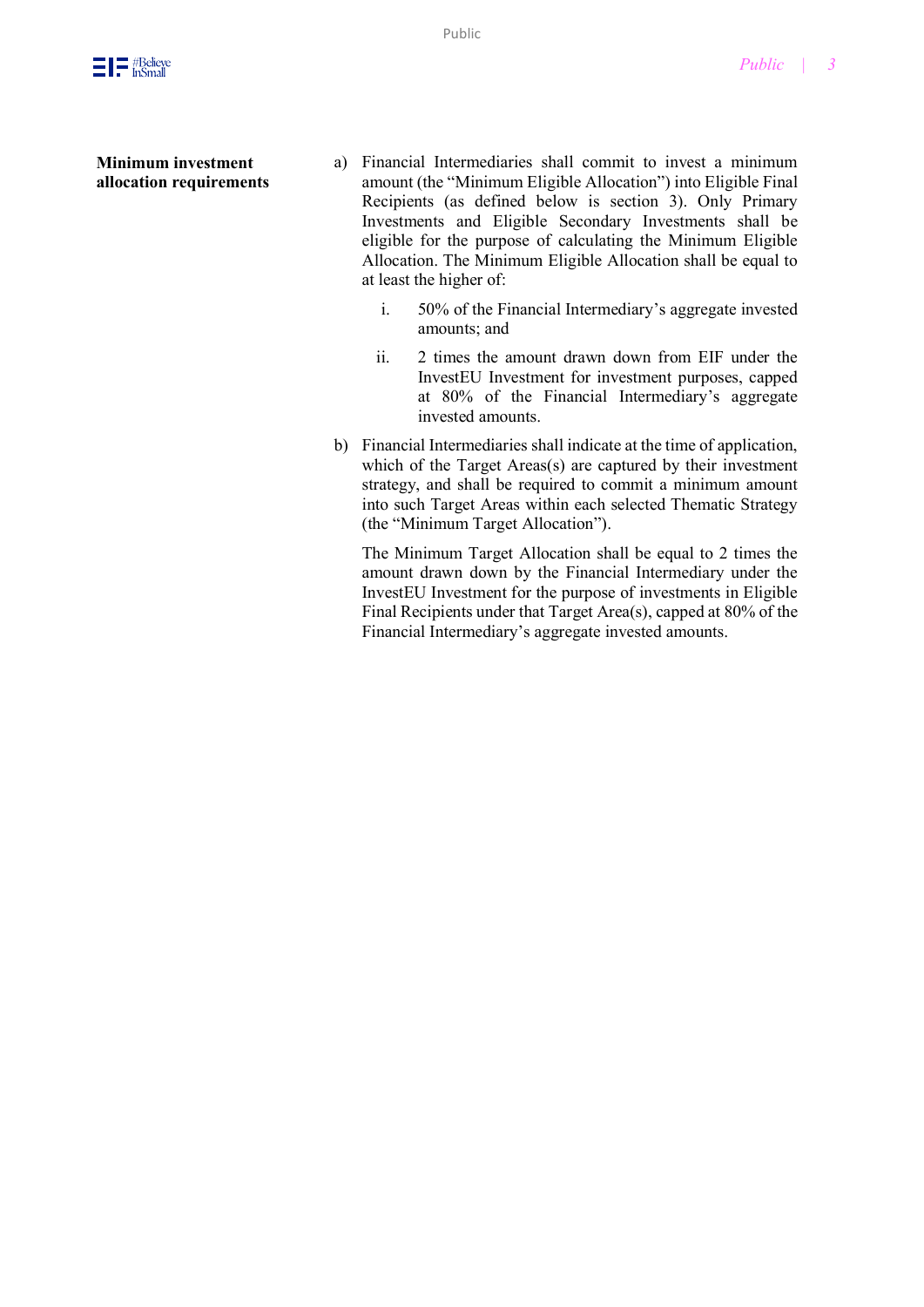**Minimum investment allocation requirements**

a) Financial Intermediaries shall commit to invest a minimum amount (the "Minimum Eligible Allocation") into Eligible Final Recipients (as defined below is section 3). Only Primary Investments and Eligible Secondary Investments shall be eligible for the purpose of calculating the Minimum Eligible Allocation. The Minimum Eligible Allocation shall be equal to at least the higher of:

   i. 50% of the Financial Intermediary's aggregate invested amounts; and

   ii. 2 times the amount drawn down from EIF under the InvestEU Investment for investment purposes, capped at 80% of the Financial Intermediary's aggregate invested amounts.

b) Financial Intermediaries shall indicate at the time of application, which of the Target Areas(s) are captured by their investment strategy, and shall be required to commit a minimum amount into such Target Areas within each selected Thematic Strategy (the "Minimum Target Allocation").

   The Minimum Target Allocation shall be equal to 2 times the amount drawn down by the Financial Intermediary under the InvestEU Investment for the purpose of investments in Eligible Final Recipients under that Target Area(s), capped at 80% of the Financial Intermediary's aggregate invested amounts.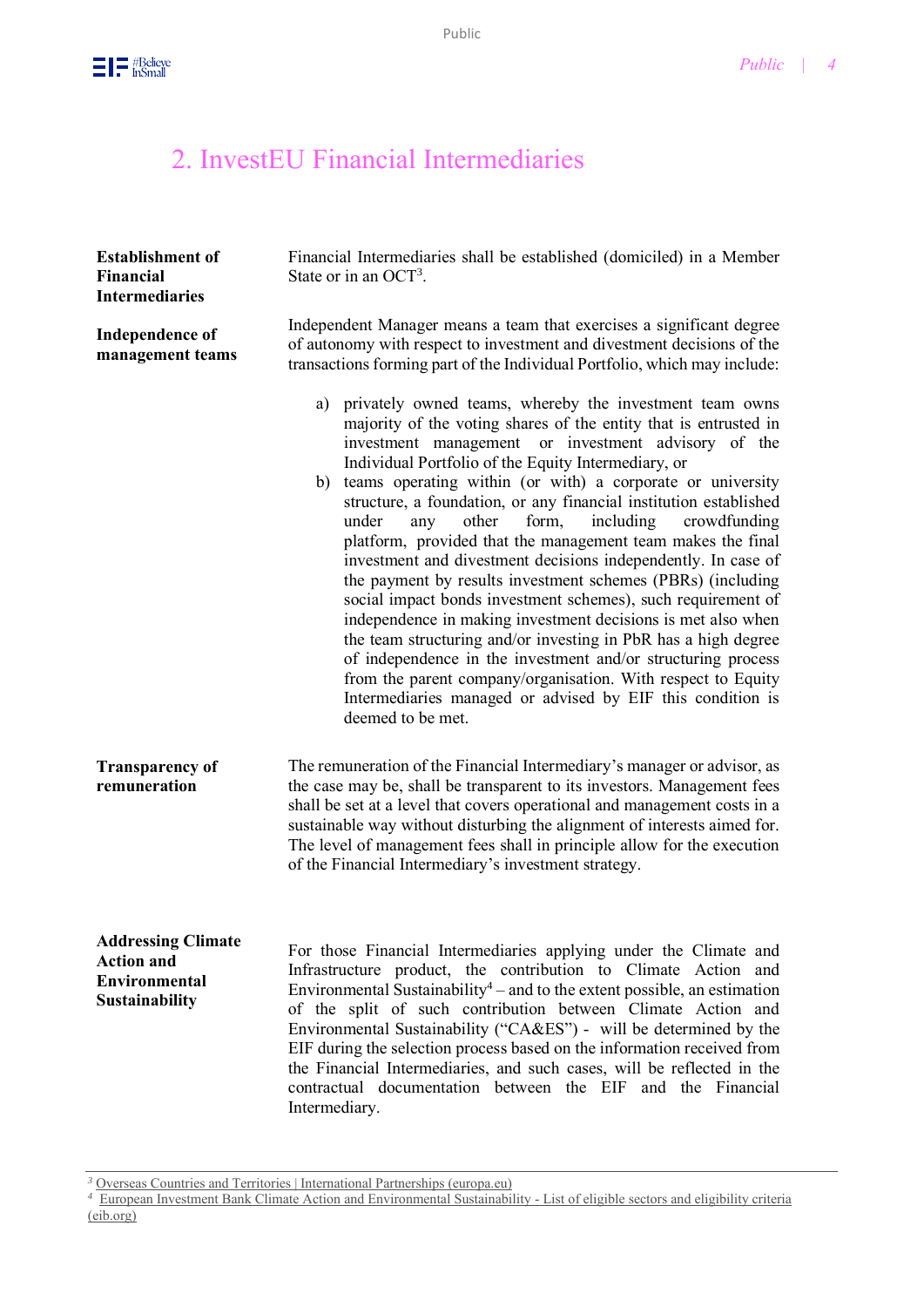## 2. InvestEU Financial Intermediaries

**Establishment of Financial Intermediaries**

Financial Intermediaries shall be established (domiciled) in a Member State or in an OCT[3].

**Independence of management teams**

Independent Manager means a team that exercises a significant degree of autonomy with respect to investment and divestment decisions of the transactions forming part of the Individual Portfolio, which may include:

a) privately owned teams, whereby the investment team owns majority of the voting shares of the entity that is entrusted in investment management or investment advisory of the Individual Portfolio of the Equity Intermediary, or

b) teams operating within (or with) a corporate or university structure, a foundation, or any financial institution established under any other form, including crowdfunding platform, provided that the management team makes the final investment and divestment decisions independently. In case of the payment by results investment schemes (PBRs) (including social impact bonds investment schemes), such requirement of independence in making investment decisions is met also when the team structuring and/or investing in PbR has a high degree of independence in the investment and/or structuring process from the parent company/organisation. With respect to Equity Intermediaries managed or advised by EIF this condition is deemed to be met.

**Transparency of remuneration**

The remuneration of the Financial Intermediary's manager or advisor, as the case may be, shall be transparent to its investors. Management fees shall be set at a level that covers operational and management costs in a sustainable way without disturbing the alignment of interests aimed for. The level of management fees shall in principle allow for the execution of the Financial Intermediary's investment strategy.

**Addressing Climate Action and Environmental Sustainability**

For those Financial Intermediaries applying under the Climate and Infrastructure product, the contribution to Climate Action and Environmental Sustainability[4] – and to the extent possible, an estimation of the split of such contribution between Climate Action and Environmental Sustainability ("CA&ES") - will be determined by the EIF during the selection process based on the information received from the Financial Intermediaries, and such cases, will be reflected in the contractual documentation between the EIF and the Financial Intermediary.

---

[3] Overseas Countries and Territories | International Partnerships (europa.eu)

[4] European Investment Bank Climate Action and Environmental Sustainability - List of eligible sectors and eligibility criteria (eib.org)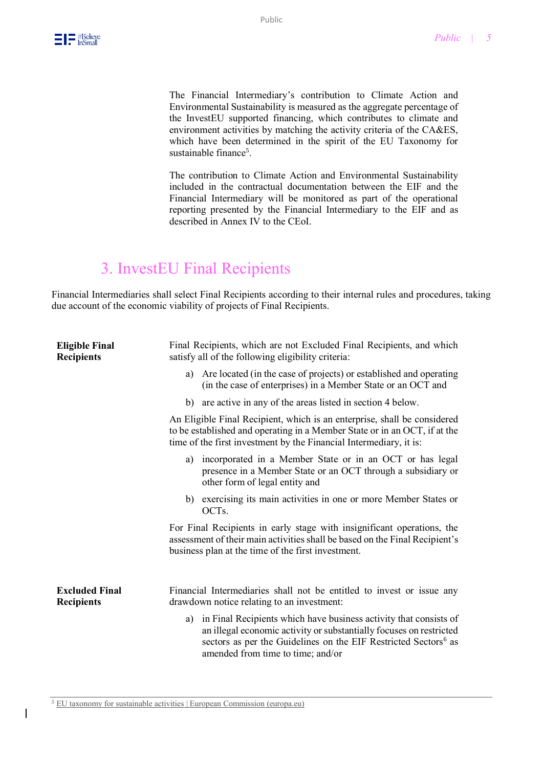The Financial Intermediary's contribution to Climate Action and Environmental Sustainability is measured as the aggregate percentage of the InvestEU supported financing, which contributes to climate and environment activities by matching the activity criteria of the CA&ES, which have been determined in the spirit of the EU Taxonomy for sustainable finance[5].

The contribution to Climate Action and Environmental Sustainability included in the contractual documentation between the EIF and the Financial Intermediary will be monitored as part of the operational reporting presented by the Financial Intermediary to the EIF and as described in Annex IV to the CEoI.

## 3. InvestEU Final Recipients

Financial Intermediaries shall select Final Recipients according to their internal rules and procedures, taking due account of the economic viability of projects of Final Recipients.

**Eligible Final Recipients**

Final Recipients, which are not Excluded Final Recipients, and which satisfy all of the following eligibility criteria:

a) Are located (in the case of projects) or established and operating (in the case of enterprises) in a Member State or an OCT and

b) are active in any of the areas listed in section 4 below.

An Eligible Final Recipient, which is an enterprise, shall be considered to be established and operating in a Member State or in an OCT, if at the time of the first investment by the Financial Intermediary, it is:

a) incorporated in a Member State or in an OCT or has legal presence in a Member State or an OCT through a subsidiary or other form of legal entity and

b) exercising its main activities in one or more Member States or OCTs.

For Final Recipients in early stage with insignificant operations, the assessment of their main activities shall be based on the Final Recipient's business plan at the time of the first investment.

**Excluded Final Recipients**

Financial Intermediaries shall not be entitled to invest or issue any drawdown notice relating to an investment:

a) in Final Recipients which have business activity that consists of an illegal economic activity or substantially focuses on restricted sectors as per the Guidelines on the EIF Restricted Sectors[6] as amended from time to time; and/or

[5] EU taxonomy for sustainable activities | European Commission (europa.eu)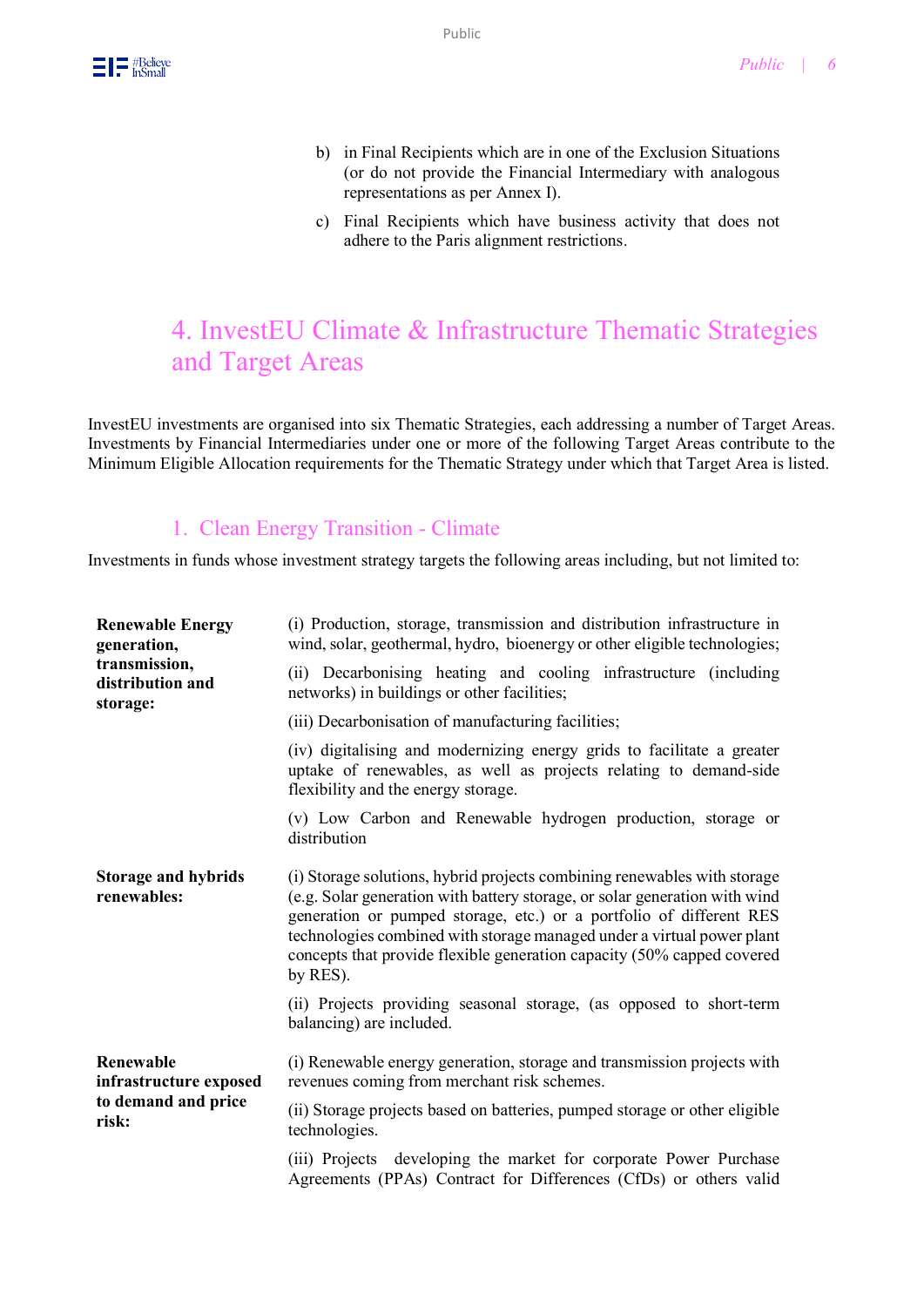b) in Final Recipients which are in one of the Exclusion Situations (or do not provide the Financial Intermediary with analogous representations as per Annex I).

c) Final Recipients which have business activity that does not adhere to the Paris alignment restrictions.

# 4. InvestEU Climate & Infrastructure Thematic Strategies and Target Areas

InvestEU investments are organised into six Thematic Strategies, each addressing a number of Target Areas. Investments by Financial Intermediaries under one or more of the following Target Areas contribute to the Minimum Eligible Allocation requirements for the Thematic Strategy under which that Target Area is listed.

## 1. Clean Energy Transition - Climate

Investments in funds whose investment strategy targets the following areas including, but not limited to:

| | |
|---|---|
| **Renewable Energy generation, transmission, distribution and storage:** | (i) Production, storage, transmission and distribution infrastructure in wind, solar, geothermal, hydro, bioenergy or other eligible technologies;<br>(ii) Decarbonising heating and cooling infrastructure (including networks) in buildings or other facilities;<br>(iii) Decarbonisation of manufacturing facilities;<br>(iv) digitalising and modernizing energy grids to facilitate a greater uptake of renewables, as well as projects relating to demand-side flexibility and the energy storage.<br>(v) Low Carbon and Renewable hydrogen production, storage or distribution |
| **Storage and hybrids renewables:** | (i) Storage solutions, hybrid projects combining renewables with storage (e.g. Solar generation with battery storage, or solar generation with wind generation or pumped storage, etc.) or a portfolio of different RES technologies combined with storage managed under a virtual power plant concepts that provide flexible generation capacity (50% capped covered by RES).<br>(ii) Projects providing seasonal storage, (as opposed to short-term balancing) are included. |
| **Renewable infrastructure exposed to demand and price risk:** | (i) Renewable energy generation, storage and transmission projects with revenues coming from merchant risk schemes.<br>(ii) Storage projects based on batteries, pumped storage or other eligible technologies.<br>(iii) Projects developing the market for corporate Power Purchase Agreements (PPAs) Contract for Differences (CfDs) or others valid |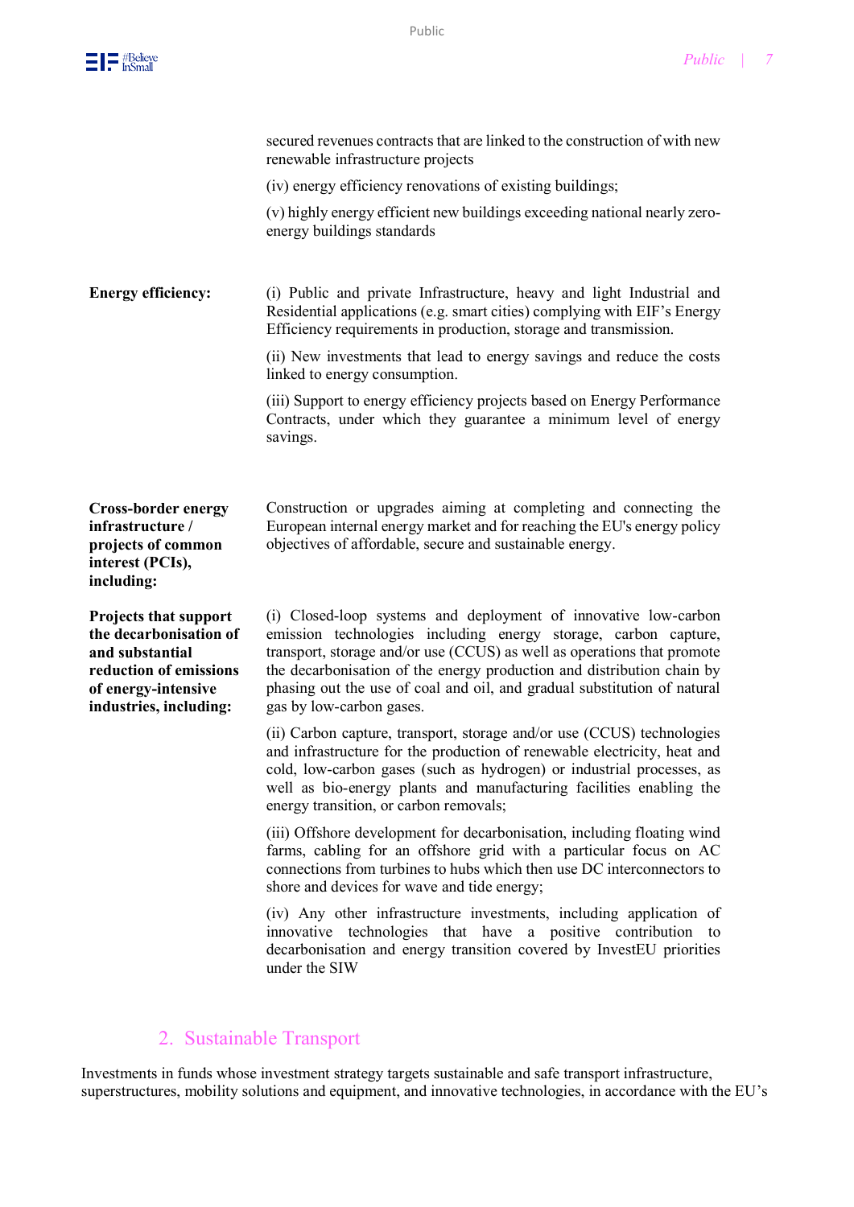| | |
|---|---|
| | secured revenues contracts that are linked to the construction of with new renewable infrastructure projects<br><br>(iv) energy efficiency renovations of existing buildings;<br><br>(v) highly energy efficient new buildings exceeding national nearly zero-energy buildings standards |
| **Energy efficiency:** | (i) Public and private Infrastructure, heavy and light Industrial and Residential applications (e.g. smart cities) complying with EIF's Energy Efficiency requirements in production, storage and transmission.<br><br>(ii) New investments that lead to energy savings and reduce the costs linked to energy consumption.<br><br>(iii) Support to energy efficiency projects based on Energy Performance Contracts, under which they guarantee a minimum level of energy savings. |
| **Cross-border energy infrastructure / projects of common interest (PCIs), including:** | Construction or upgrades aiming at completing and connecting the European internal energy market and for reaching the EU's energy policy objectives of affordable, secure and sustainable energy. |
| **Projects that support the decarbonisation of and substantial reduction of emissions of energy-intensive industries, including:** | (i) Closed-loop systems and deployment of innovative low-carbon emission technologies including energy storage, carbon capture, transport, storage and/or use (CCUS) as well as operations that promote the decarbonisation of the energy production and distribution chain by phasing out the use of coal and oil, and gradual substitution of natural gas by low-carbon gases.<br><br>(ii) Carbon capture, transport, storage and/or use (CCUS) technologies and infrastructure for the production of renewable electricity, heat and cold, low-carbon gases (such as hydrogen) or industrial processes, as well as bio-energy plants and manufacturing facilities enabling the energy transition, or carbon removals;<br><br>(iii) Offshore development for decarbonisation, including floating wind farms, cabling for an offshore grid with a particular focus on AC connections from turbines to hubs which then use DC interconnectors to shore and devices for wave and tide energy;<br><br>(iv) Any other infrastructure investments, including application of innovative technologies that have a positive contribution to decarbonisation and energy transition covered by InvestEU priorities under the SIW |

## 2. Sustainable Transport

Investments in funds whose investment strategy targets sustainable and safe transport infrastructure, superstructures, mobility solutions and equipment, and innovative technologies, in accordance with the EU's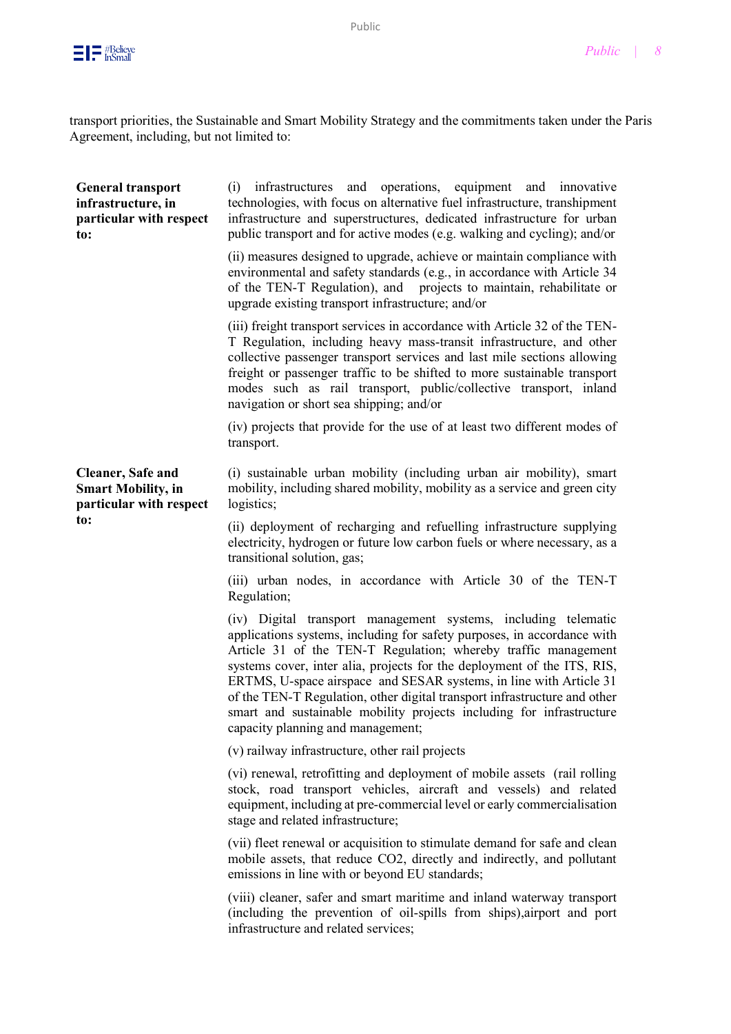transport priorities, the Sustainable and Smart Mobility Strategy and the commitments taken under the Paris Agreement, including, but not limited to:

| | |
|---|---|
| **General transport infrastructure, in particular with respect to:** | (i) infrastructures and operations, equipment and innovative technologies, with focus on alternative fuel infrastructure, transhipment infrastructure and superstructures, dedicated infrastructure for urban public transport and for active modes (e.g. walking and cycling); and/or |
| | (ii) measures designed to upgrade, achieve or maintain compliance with environmental and safety standards (e.g., in accordance with Article 34 of the TEN-T Regulation), and projects to maintain, rehabilitate or upgrade existing transport infrastructure; and/or |
| | (iii) freight transport services in accordance with Article 32 of the TEN-T Regulation, including heavy mass-transit infrastructure, and other collective passenger transport services and last mile sections allowing freight or passenger traffic to be shifted to more sustainable transport modes such as rail transport, public/collective transport, inland navigation or short sea shipping; and/or |
| | (iv) projects that provide for the use of at least two different modes of transport. |
| **Cleaner, Safe and Smart Mobility, in particular with respect to:** | (i) sustainable urban mobility (including urban air mobility), smart mobility, including shared mobility, mobility as a service and green city logistics; |
| | (ii) deployment of recharging and refuelling infrastructure supplying electricity, hydrogen or future low carbon fuels or where necessary, as a transitional solution, gas; |
| | (iii) urban nodes, in accordance with Article 30 of the TEN-T Regulation; |
| | (iv) Digital transport management systems, including telematic applications systems, including for safety purposes, in accordance with Article 31 of the TEN-T Regulation; whereby traffic management systems cover, inter alia, projects for the deployment of the ITS, RIS, ERTMS, U-space airspace and SESAR systems, in line with Article 31 of the TEN-T Regulation, other digital transport infrastructure and other smart and sustainable mobility projects including for infrastructure capacity planning and management; |
| | (v) railway infrastructure, other rail projects |
| | (vi) renewal, retrofitting and deployment of mobile assets (rail rolling stock, road transport vehicles, aircraft and vessels) and related equipment, including at pre-commercial level or early commercialisation stage and related infrastructure; |
| | (vii) fleet renewal or acquisition to stimulate demand for safe and clean mobile assets, that reduce $CO_2$, directly and indirectly, and pollutant emissions in line with or beyond EU standards; |
| | (viii) cleaner, safer and smart maritime and inland waterway transport (including the prevention of oil-spills from ships),airport and port infrastructure and related services; |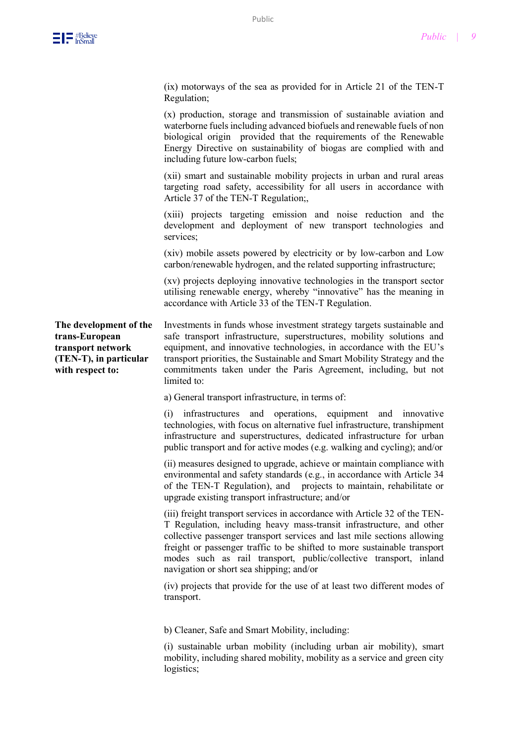| | |
|---|---|
| | (ix) motorways of the sea as provided for in Article 21 of the TEN-T Regulation;<br><br>(x) production, storage and transmission of sustainable aviation and waterborne fuels including advanced biofuels and renewable fuels of non biological origin provided that the requirements of the Renewable Energy Directive on sustainability of biogas are complied with and including future low-carbon fuels;<br><br>(xii) smart and sustainable mobility projects in urban and rural areas targeting road safety, accessibility for all users in accordance with Article 37 of the TEN-T Regulation;,<br><br>(xiii) projects targeting emission and noise reduction and the development and deployment of new transport technologies and services;<br><br>(xiv) mobile assets powered by electricity or by low-carbon and Low carbon/renewable hydrogen, and the related supporting infrastructure;<br><br>(xv) projects deploying innovative technologies in the transport sector utilising renewable energy, whereby "innovative" has the meaning in accordance with Article 33 of the TEN-T Regulation. |
| **The development of the trans-European transport network (TEN-T), in particular with respect to:** | Investments in funds whose investment strategy targets sustainable and safe transport infrastructure, superstructures, mobility solutions and equipment, and innovative technologies, in accordance with the EU's transport priorities, the Sustainable and Smart Mobility Strategy and the commitments taken under the Paris Agreement, including, but not limited to:<br><br>a) General transport infrastructure, in terms of:<br><br>(i) infrastructures and operations, equipment and innovative technologies, with focus on alternative fuel infrastructure, transhipment infrastructure and superstructures, dedicated infrastructure for urban public transport and for active modes (e.g. walking and cycling); and/or<br><br>(ii) measures designed to upgrade, achieve or maintain compliance with environmental and safety standards (e.g., in accordance with Article 34 of the TEN-T Regulation), and projects to maintain, rehabilitate or upgrade existing transport infrastructure; and/or<br><br>(iii) freight transport services in accordance with Article 32 of the TEN-T Regulation, including heavy mass-transit infrastructure, and other collective passenger transport services and last mile sections allowing freight or passenger traffic to be shifted to more sustainable transport modes such as rail transport, public/collective transport, inland navigation or short sea shipping; and/or<br><br>(iv) projects that provide for the use of at least two different modes of transport.<br><br>b) Cleaner, Safe and Smart Mobility, including:<br><br>(i) sustainable urban mobility (including urban air mobility), smart mobility, including shared mobility, mobility as a service and green city logistics; |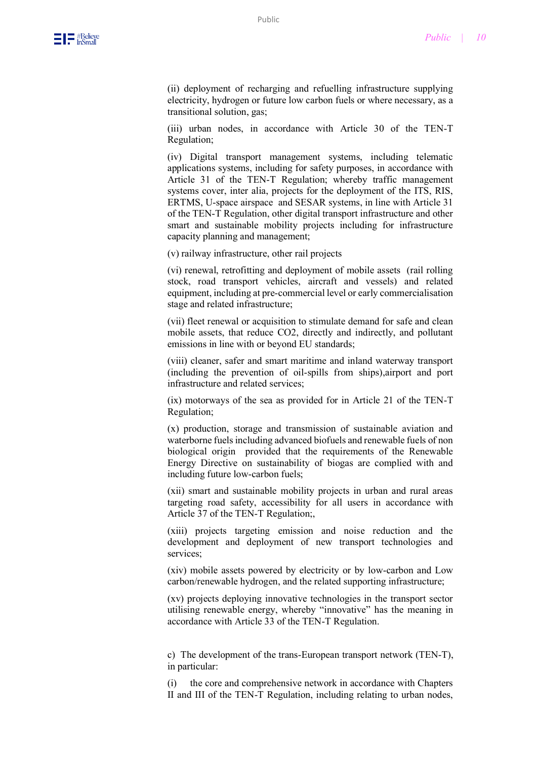(ii) deployment of recharging and refuelling infrastructure supplying electricity, hydrogen or future low carbon fuels or where necessary, as a transitional solution, gas;

(iii) urban nodes, in accordance with Article 30 of the TEN-T Regulation;

(iv) Digital transport management systems, including telematic applications systems, including for safety purposes, in accordance with Article 31 of the TEN-T Regulation; whereby traffic management systems cover, inter alia, projects for the deployment of the ITS, RIS, ERTMS, U-space airspace and SESAR systems, in line with Article 31 of the TEN-T Regulation, other digital transport infrastructure and other smart and sustainable mobility projects including for infrastructure capacity planning and management;

(v) railway infrastructure, other rail projects

(vi) renewal, retrofitting and deployment of mobile assets (rail rolling stock, road transport vehicles, aircraft and vessels) and related equipment, including at pre-commercial level or early commercialisation stage and related infrastructure;

(vii) fleet renewal or acquisition to stimulate demand for safe and clean mobile assets, that reduce $CO_2$, directly and indirectly, and pollutant emissions in line with or beyond EU standards;

(viii) cleaner, safer and smart maritime and inland waterway transport (including the prevention of oil-spills from ships),airport and port infrastructure and related services;

(ix) motorways of the sea as provided for in Article 21 of the TEN-T Regulation;

(x) production, storage and transmission of sustainable aviation and waterborne fuels including advanced biofuels and renewable fuels of non biological origin provided that the requirements of the Renewable Energy Directive on sustainability of biogas are complied with and including future low-carbon fuels;

(xii) smart and sustainable mobility projects in urban and rural areas targeting road safety, accessibility for all users in accordance with Article 37 of the TEN-T Regulation;,

(xiii) projects targeting emission and noise reduction and the development and deployment of new transport technologies and services;

(xiv) mobile assets powered by electricity or by low-carbon and Low carbon/renewable hydrogen, and the related supporting infrastructure;

(xv) projects deploying innovative technologies in the transport sector utilising renewable energy, whereby "innovative" has the meaning in accordance with Article 33 of the TEN-T Regulation.

c) The development of the trans-European transport network (TEN-T), in particular:

(i) the core and comprehensive network in accordance with Chapters II and III of the TEN-T Regulation, including relating to urban nodes,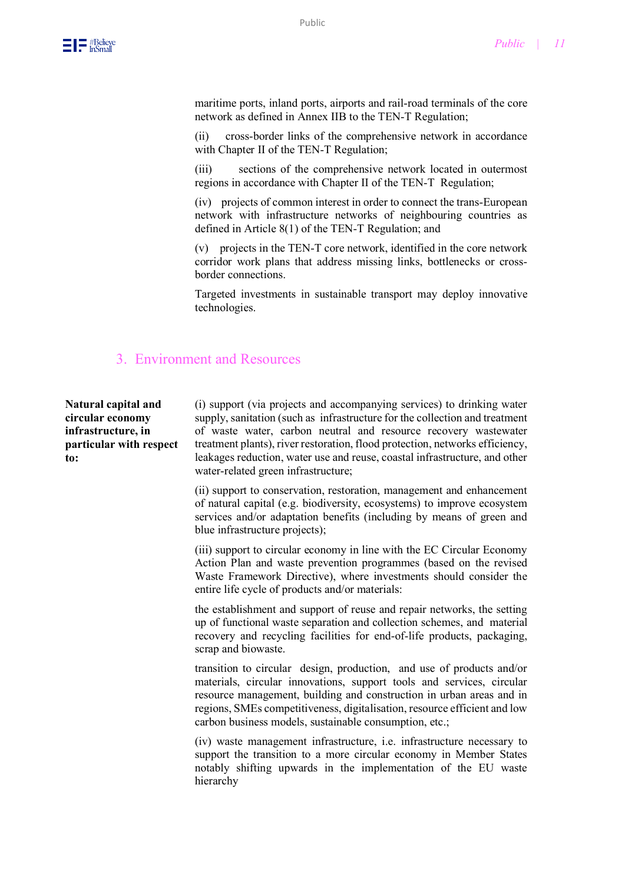maritime ports, inland ports, airports and rail-road terminals of the core network as defined in Annex IIB to the TEN-T Regulation;

(ii) cross-border links of the comprehensive network in accordance with Chapter II of the TEN-T Regulation;

(iii) sections of the comprehensive network located in outermost regions in accordance with Chapter II of the TEN-T Regulation;

(iv) projects of common interest in order to connect the trans-European network with infrastructure networks of neighbouring countries as defined in Article 8(1) of the TEN-T Regulation; and

(v) projects in the TEN-T core network, identified in the core network corridor work plans that address missing links, bottlenecks or cross-border connections.

Targeted investments in sustainable transport may deploy innovative technologies.

## 3. Environment and Resources

**Natural capital and circular economy infrastructure, in particular with respect to:**

(i) support (via projects and accompanying services) to drinking water supply, sanitation (such as infrastructure for the collection and treatment of waste water, carbon neutral and resource recovery wastewater treatment plants), river restoration, flood protection, networks efficiency, leakages reduction, water use and reuse, coastal infrastructure, and other water-related green infrastructure;

(ii) support to conservation, restoration, management and enhancement of natural capital (e.g. biodiversity, ecosystems) to improve ecosystem services and/or adaptation benefits (including by means of green and blue infrastructure projects);

(iii) support to circular economy in line with the EC Circular Economy Action Plan and waste prevention programmes (based on the revised Waste Framework Directive), where investments should consider the entire life cycle of products and/or materials:

the establishment and support of reuse and repair networks, the setting up of functional waste separation and collection schemes, and material recovery and recycling facilities for end-of-life products, packaging, scrap and biowaste.

transition to circular design, production, and use of products and/or materials, circular innovations, support tools and services, circular resource management, building and construction in urban areas and in regions, SMEs competitiveness, digitalisation, resource efficient and low carbon business models, sustainable consumption, etc.;

(iv) waste management infrastructure, i.e. infrastructure necessary to support the transition to a more circular economy in Member States notably shifting upwards in the implementation of the EU waste hierarchy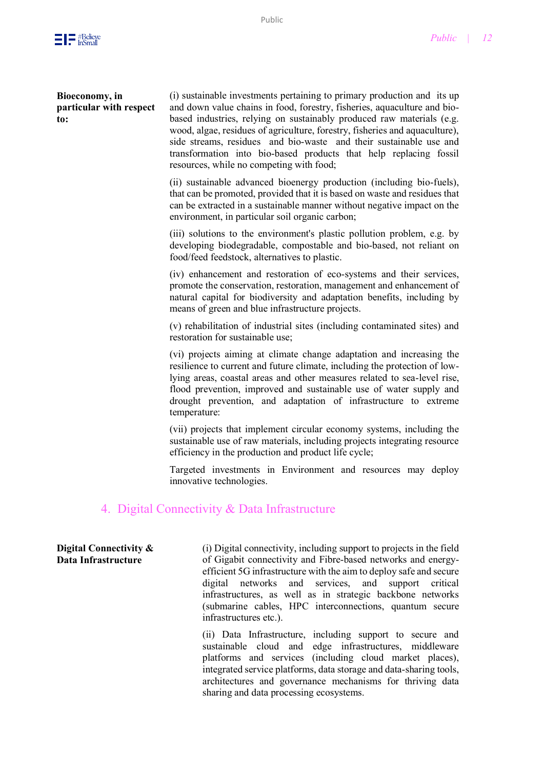**Bioeconomy, in particular with respect to:**

(i) sustainable investments pertaining to primary production and its up and down value chains in food, forestry, fisheries, aquaculture and bio-based industries, relying on sustainably produced raw materials (e.g. wood, algae, residues of agriculture, forestry, fisheries and aquaculture), side streams, residues and bio-waste and their sustainable use and transformation into bio-based products that help replacing fossil resources, while no competing with food;

(ii) sustainable advanced bioenergy production (including bio-fuels), that can be promoted, provided that it is based on waste and residues that can be extracted in a sustainable manner without negative impact on the environment, in particular soil organic carbon;

(iii) solutions to the environment's plastic pollution problem, e.g. by developing biodegradable, compostable and bio-based, not reliant on food/feed feedstock, alternatives to plastic.

(iv) enhancement and restoration of eco-systems and their services, promote the conservation, restoration, management and enhancement of natural capital for biodiversity and adaptation benefits, including by means of green and blue infrastructure projects.

(v) rehabilitation of industrial sites (including contaminated sites) and restoration for sustainable use;

(vi) projects aiming at climate change adaptation and increasing the resilience to current and future climate, including the protection of low-lying areas, coastal areas and other measures related to sea-level rise, flood prevention, improved and sustainable use of water supply and drought prevention, and adaptation of infrastructure to extreme temperature:

(vii) projects that implement circular economy systems, including the sustainable use of raw materials, including projects integrating resource efficiency in the production and product life cycle;

Targeted investments in Environment and resources may deploy innovative technologies.

## 4. Digital Connectivity & Data Infrastructure

**Digital Connectivity & Data Infrastructure**

(i) Digital connectivity, including support to projects in the field of Gigabit connectivity and Fibre-based networks and energy-efficient 5G infrastructure with the aim to deploy safe and secure digital networks and services, and support critical infrastructures, as well as in strategic backbone networks (submarine cables, HPC interconnections, quantum secure infrastructures etc.).

(ii) Data Infrastructure, including support to secure and sustainable cloud and edge infrastructures, middleware platforms and services (including cloud market places), integrated service platforms, data storage and data-sharing tools, architectures and governance mechanisms for thriving data sharing and data processing ecosystems.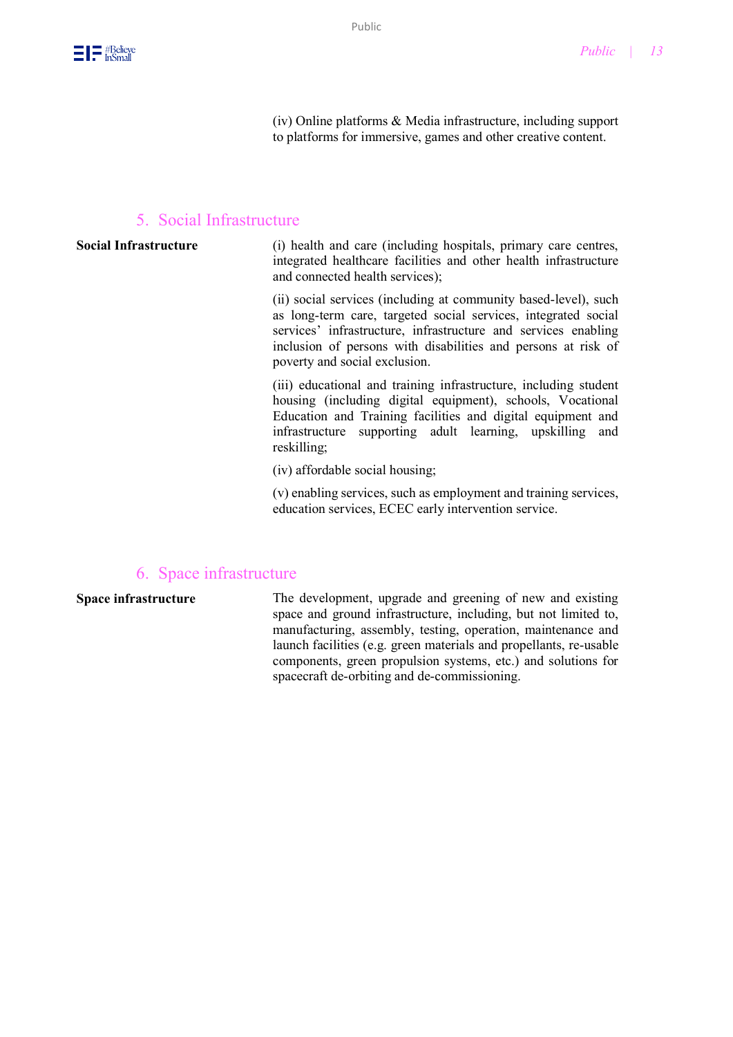(iv) Online platforms & Media infrastructure, including support to platforms for immersive, games and other creative content.

## 5. Social Infrastructure

| | |
|---|---|
| **Social Infrastructure** | (i) health and care (including hospitals, primary care centres, integrated healthcare facilities and other health infrastructure and connected health services);<br><br>(ii) social services (including at community based-level), such as long-term care, targeted social services, integrated social services' infrastructure, infrastructure and services enabling inclusion of persons with disabilities and persons at risk of poverty and social exclusion.<br><br>(iii) educational and training infrastructure, including student housing (including digital equipment), schools, Vocational Education and Training facilities and digital equipment and infrastructure supporting adult learning, upskilling and reskilling;<br><br>(iv) affordable social housing;<br><br>(v) enabling services, such as employment and training services, education services, ECEC early intervention service. |

## 6. Space infrastructure

| | |
|---|---|
| **Space infrastructure** | The development, upgrade and greening of new and existing space and ground infrastructure, including, but not limited to, manufacturing, assembly, testing, operation, maintenance and launch facilities (e.g. green materials and propellants, re-usable components, green propulsion systems, etc.) and solutions for spacecraft de-orbiting and de-commissioning. |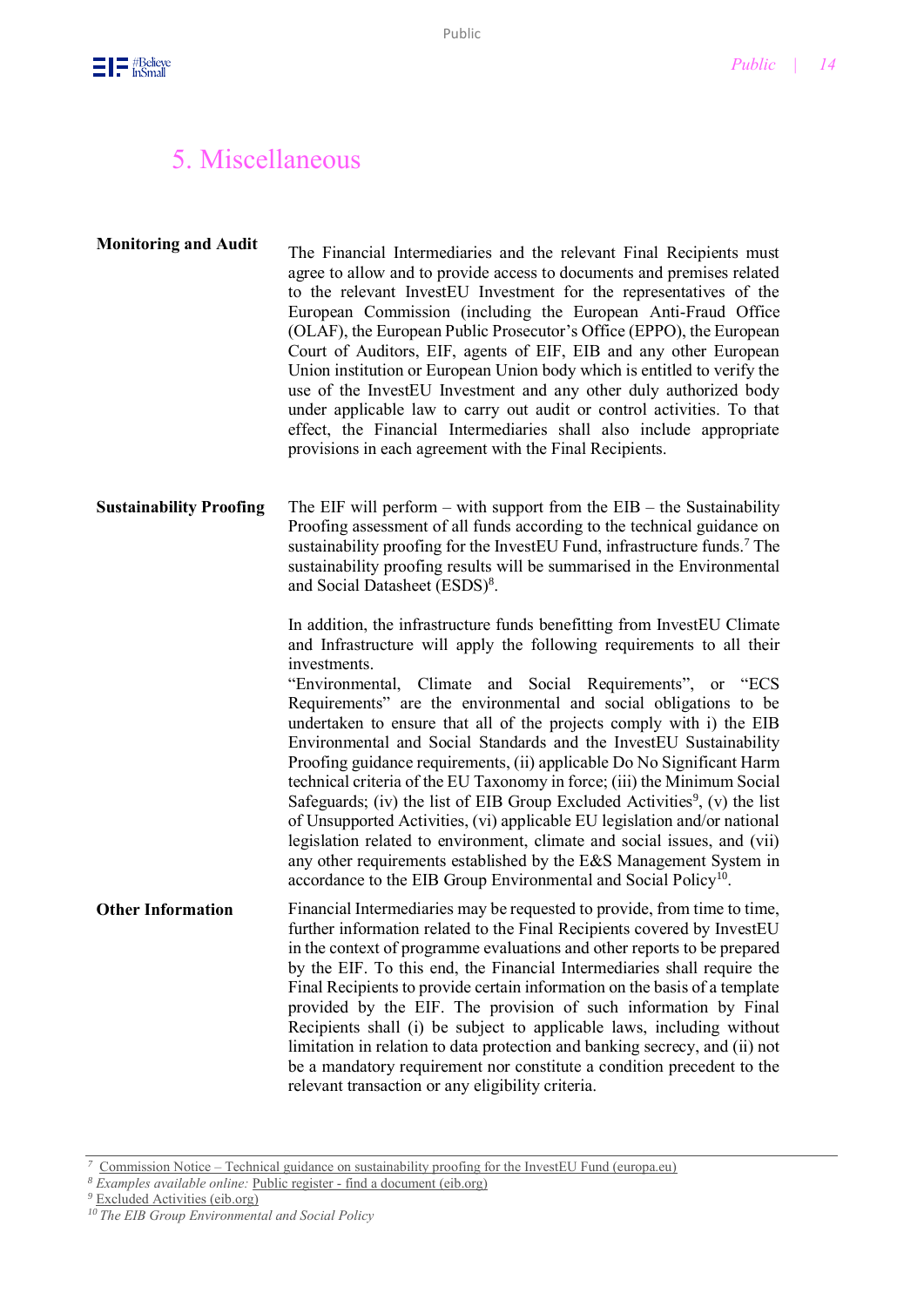# 5. Miscellaneous

**Monitoring and Audit**

The Financial Intermediaries and the relevant Final Recipients must agree to allow and to provide access to documents and premises related to the relevant InvestEU Investment for the representatives of the European Commission (including the European Anti-Fraud Office (OLAF), the European Public Prosecutor's Office (EPPO), the European Court of Auditors, EIF, agents of EIF, EIB and any other European Union institution or European Union body which is entitled to verify the use of the InvestEU Investment and any other duly authorized body under applicable law to carry out audit or control activities. To that effect, the Financial Intermediaries shall also include appropriate provisions in each agreement with the Final Recipients.

**Sustainability Proofing**

The EIF will perform – with support from the EIB – the Sustainability Proofing assessment of all funds according to the technical guidance on sustainability proofing for the InvestEU Fund, infrastructure funds.[7] The sustainability proofing results will be summarised in the Environmental and Social Datasheet (ESDS)[8].

In addition, the infrastructure funds benefitting from InvestEU Climate and Infrastructure will apply the following requirements to all their investments.

"Environmental, Climate and Social Requirements", or "ECS Requirements" are the environmental and social obligations to be undertaken to ensure that all of the projects comply with i) the EIB Environmental and Social Standards and the InvestEU Sustainability Proofing guidance requirements, (ii) applicable Do No Significant Harm technical criteria of the EU Taxonomy in force; (iii) the Minimum Social Safeguards; (iv) the list of EIB Group Excluded Activities[9], (v) the list of Unsupported Activities, (vi) applicable EU legislation and/or national legislation related to environment, climate and social issues, and (vii) any other requirements established by the E&S Management System in accordance to the EIB Group Environmental and Social Policy[10].

**Other Information**

Financial Intermediaries may be requested to provide, from time to time, further information related to the Final Recipients covered by InvestEU in the context of programme evaluations and other reports to be prepared by the EIF. To this end, the Financial Intermediaries shall require the Final Recipients to provide certain information on the basis of a template provided by the EIF. The provision of such information by Final Recipients shall (i) be subject to applicable laws, including without limitation in relation to data protection and banking secrecy, and (ii) not be a mandatory requirement nor constitute a condition precedent to the relevant transaction or any eligibility criteria.

---

[7] Commission Notice – Technical guidance on sustainability proofing for the InvestEU Fund (europa.eu)

[8] *Examples available online:* Public register - find a document (eib.org)

[9] Excluded Activities (eib.org)

[10] *The EIB Group Environmental and Social Policy*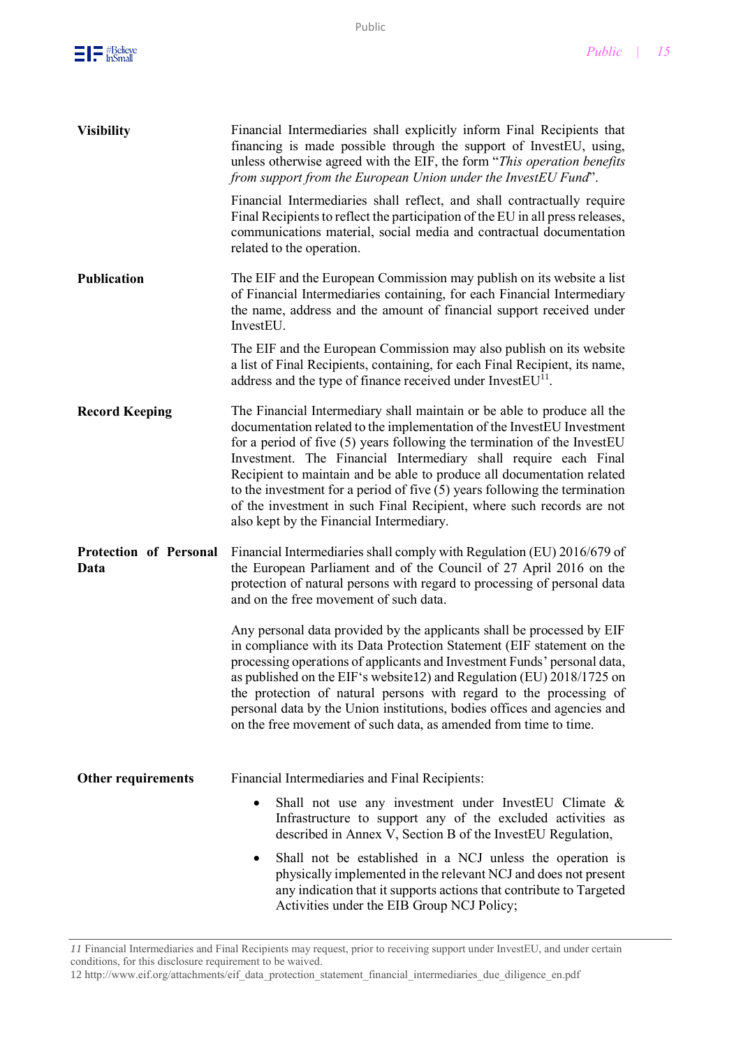| | |
|---|---|
| **Visibility** | Financial Intermediaries shall explicitly inform Final Recipients that financing is made possible through the support of InvestEU, using, unless otherwise agreed with the EIF, the form "*This operation benefits from support from the European Union under the InvestEU Fund*".<br><br>Financial Intermediaries shall reflect, and shall contractually require Final Recipients to reflect the participation of the EU in all press releases, communications material, social media and contractual documentation related to the operation. |
| **Publication** | The EIF and the European Commission may publish on its website a list of Financial Intermediaries containing, for each Financial Intermediary the name, address and the amount of financial support received under InvestEU.<br><br>The EIF and the European Commission may also publish on its website a list of Final Recipients, containing, for each Final Recipient, its name, address and the type of finance received under InvestEU[11]. |
| **Record Keeping** | The Financial Intermediary shall maintain or be able to produce all the documentation related to the implementation of the InvestEU Investment for a period of five (5) years following the termination of the InvestEU Investment. The Financial Intermediary shall require each Final Recipient to maintain and be able to produce all documentation related to the investment for a period of five (5) years following the termination of the investment in such Final Recipient, where such records are not also kept by the Financial Intermediary. |
| **Protection of Personal Data** | Financial Intermediaries shall comply with Regulation (EU) 2016/679 of the European Parliament and of the Council of 27 April 2016 on the protection of natural persons with regard to processing of personal data and on the free movement of such data.<br><br>Any personal data provided by the applicants shall be processed by EIF in compliance with its Data Protection Statement (EIF statement on the processing operations of applicants and Investment Funds' personal data, as published on the EIF's website12) and Regulation (EU) 2018/1725 on the protection of natural persons with regard to the processing of personal data by the Union institutions, bodies offices and agencies and on the free movement of such data, as amended from time to time. |
| **Other requirements** | Financial Intermediaries and Final Recipients:<br><br>• Shall not use any investment under InvestEU Climate & Infrastructure to support any of the excluded activities as described in Annex V, Section B of the InvestEU Regulation,<br><br>• Shall not be established in a NCJ unless the operation is physically implemented in the relevant NCJ and does not present any indication that it supports actions that contribute to Targeted Activities under the EIB Group NCJ Policy; |

11 Financial Intermediaries and Final Recipients may request, prior to receiving support under InvestEU, and under certain conditions, for this disclosure requirement to be waived.

12 http://www.eif.org/attachments/eif_data_protection_statement_financial_intermediaries_due_diligence_en.pdf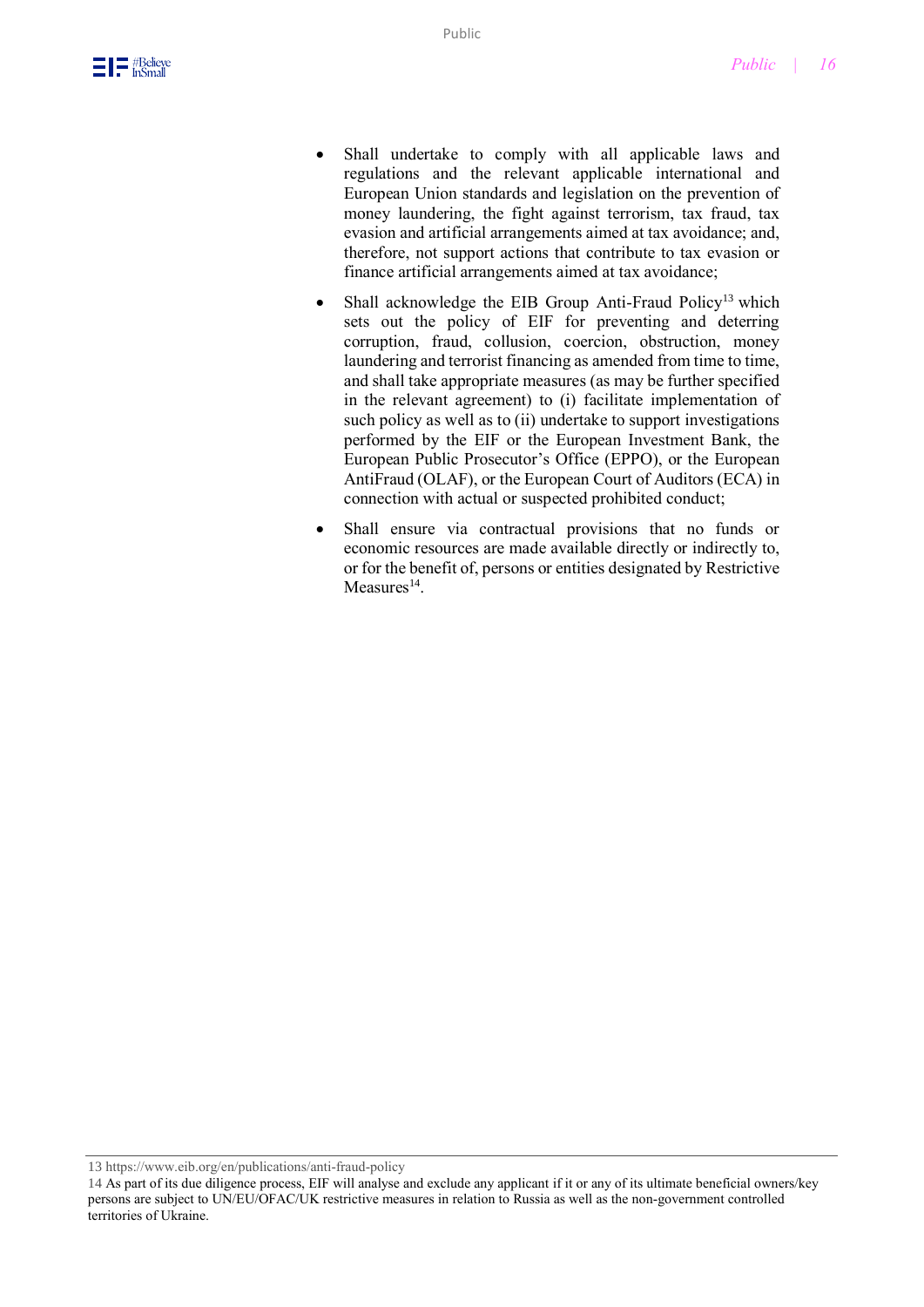- Shall undertake to comply with all applicable laws and regulations and the relevant applicable international and European Union standards and legislation on the prevention of money laundering, the fight against terrorism, tax fraud, tax evasion and artificial arrangements aimed at tax avoidance; and, therefore, not support actions that contribute to tax evasion or finance artificial arrangements aimed at tax avoidance;
- Shall acknowledge the EIB Group Anti-Fraud Policy[13] which sets out the policy of EIF for preventing and deterring corruption, fraud, collusion, coercion, obstruction, money laundering and terrorist financing as amended from time to time, and shall take appropriate measures (as may be further specified in the relevant agreement) to (i) facilitate implementation of such policy as well as to (ii) undertake to support investigations performed by the EIF or the European Investment Bank, the European Public Prosecutor's Office (EPPO), or the European AntiFraud (OLAF), or the European Court of Auditors (ECA) in connection with actual or suspected prohibited conduct;
- Shall ensure via contractual provisions that no funds or economic resources are made available directly or indirectly to, or for the benefit of, persons or entities designated by Restrictive Measures[14].

---

13 https://www.eib.org/en/publications/anti-fraud-policy

14 As part of its due diligence process, EIF will analyse and exclude any applicant if it or any of its ultimate beneficial owners/key persons are subject to UN/EU/OFAC/UK restrictive measures in relation to Russia as well as the non-government controlled territories of Ukraine.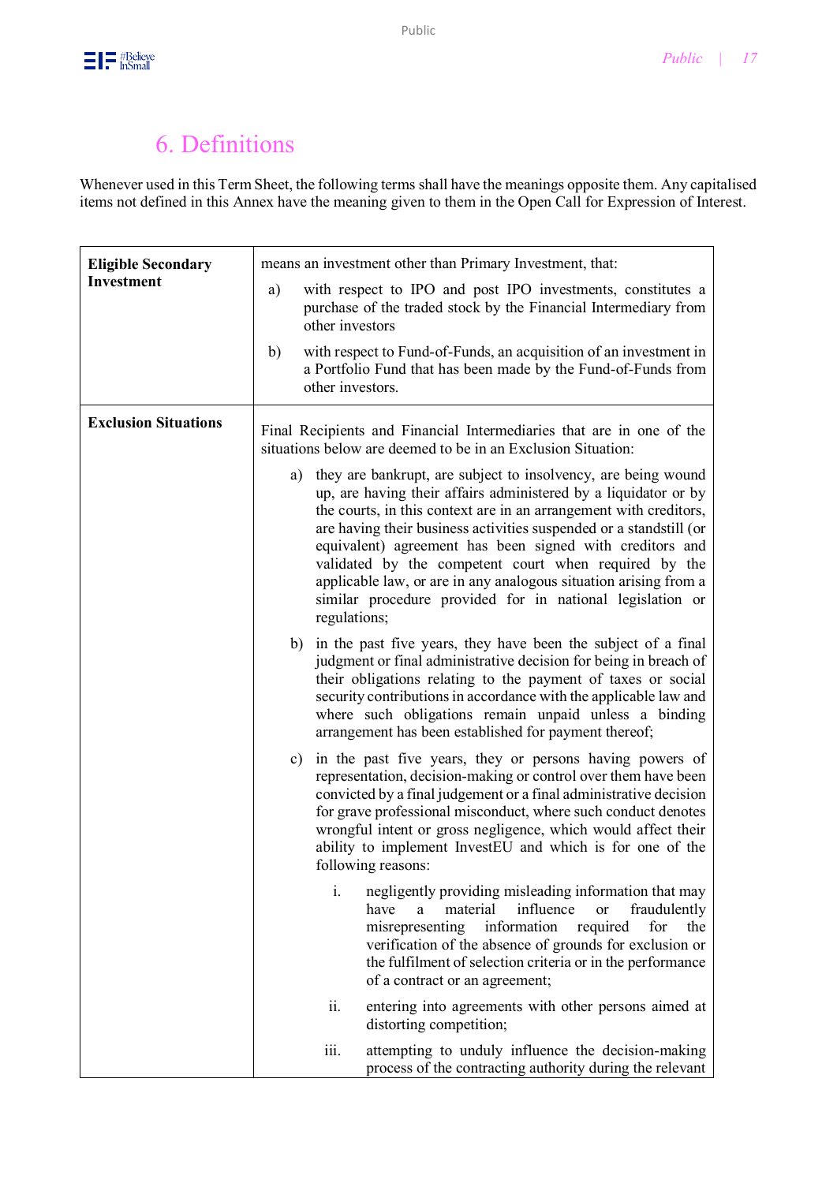# 6. Definitions

Whenever used in this Term Sheet, the following terms shall have the meanings opposite them. Any capitalised items not defined in this Annex have the meaning given to them in the Open Call for Expression of Interest.

| | |
|---|---|
| **Eligible Secondary Investment** | means an investment other than Primary Investment, that:<br><br>a) with respect to IPO and post IPO investments, constitutes a purchase of the traded stock by the Financial Intermediary from other investors<br><br>b) with respect to Fund-of-Funds, an acquisition of an investment in a Portfolio Fund that has been made by the Fund-of-Funds from other investors. |
| **Exclusion Situations** | Final Recipients and Financial Intermediaries that are in one of the situations below are deemed to be in an Exclusion Situation:<br><br>a) they are bankrupt, are subject to insolvency, are being wound up, are having their affairs administered by a liquidator or by the courts, in this context are in an arrangement with creditors, are having their business activities suspended or a standstill (or equivalent) agreement has been signed with creditors and validated by the competent court when required by the applicable law, or are in any analogous situation arising from a similar procedure provided for in national legislation or regulations;<br><br>b) in the past five years, they have been the subject of a final judgment or final administrative decision for being in breach of their obligations relating to the payment of taxes or social security contributions in accordance with the applicable law and where such obligations remain unpaid unless a binding arrangement has been established for payment thereof;<br><br>c) in the past five years, they or persons having powers of representation, decision-making or control over them have been convicted by a final judgement or a final administrative decision for grave professional misconduct, where such conduct denotes wrongful intent or gross negligence, which would affect their ability to implement InvestEU and which is for one of the following reasons:<br><br>i. negligently providing misleading information that may have a material influence or fraudulently misrepresenting information required for the verification of the absence of grounds for exclusion or the fulfilment of selection criteria or in the performance of a contract or an agreement;<br><br>ii. entering into agreements with other persons aimed at distorting competition;<br><br>iii. attempting to unduly influence the decision-making process of the contracting authority during the relevant |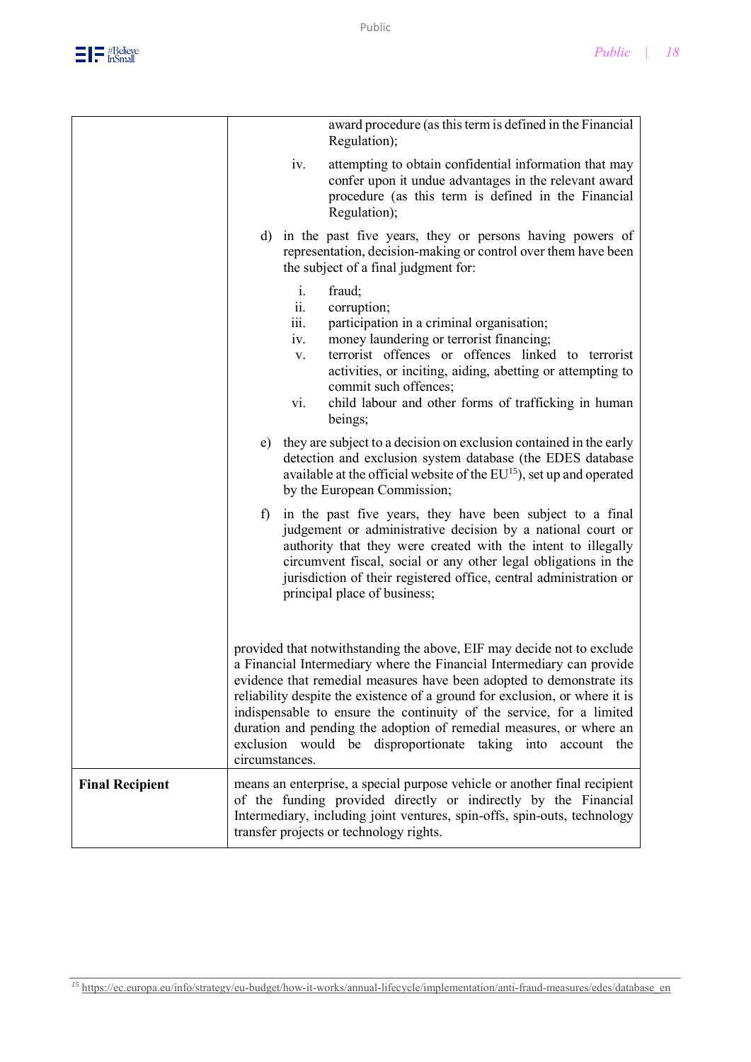| | |
|---|---|
| | award procedure (as this term is defined in the Financial Regulation);<br>iv. attempting to obtain confidential information that may confer upon it undue advantages in the relevant award procedure (as this term is defined in the Financial Regulation);<br><br>d) in the past five years, they or persons having powers of representation, decision-making or control over them have been the subject of a final judgment for:<br>i. fraud;<br>ii. corruption;<br>iii. participation in a criminal organisation;<br>iv. money laundering or terrorist financing;<br>v. terrorist offences or offences linked to terrorist activities, or inciting, aiding, abetting or attempting to commit such offences;<br>vi. child labour and other forms of trafficking in human beings;<br><br>e) they are subject to a decision on exclusion contained in the early detection and exclusion system database (the EDES database available at the official website of the EU[15]), set up and operated by the European Commission;<br><br>f) in the past five years, they have been subject to a final judgement or administrative decision by a national court or authority that they were created with the intent to illegally circumvent fiscal, social or any other legal obligations in the jurisdiction of their registered office, central administration or principal place of business;<br><br>provided that notwithstanding the above, EIF may decide not to exclude a Financial Intermediary where the Financial Intermediary can provide evidence that remedial measures have been adopted to demonstrate its reliability despite the existence of a ground for exclusion, or where it is indispensable to ensure the continuity of the service, for a limited duration and pending the adoption of remedial measures, or where an exclusion would be disproportionate taking into account the circumstances. |
| **Final Recipient** | means an enterprise, a special purpose vehicle or another final recipient of the funding provided directly or indirectly by the Financial Intermediary, including joint ventures, spin-offs, spin-outs, technology transfer projects or technology rights. |

[15] https://ec.europa.eu/info/strategy/eu-budget/how-it-works/annual-lifecycle/implementation/anti-fraud-measures/edes/database_en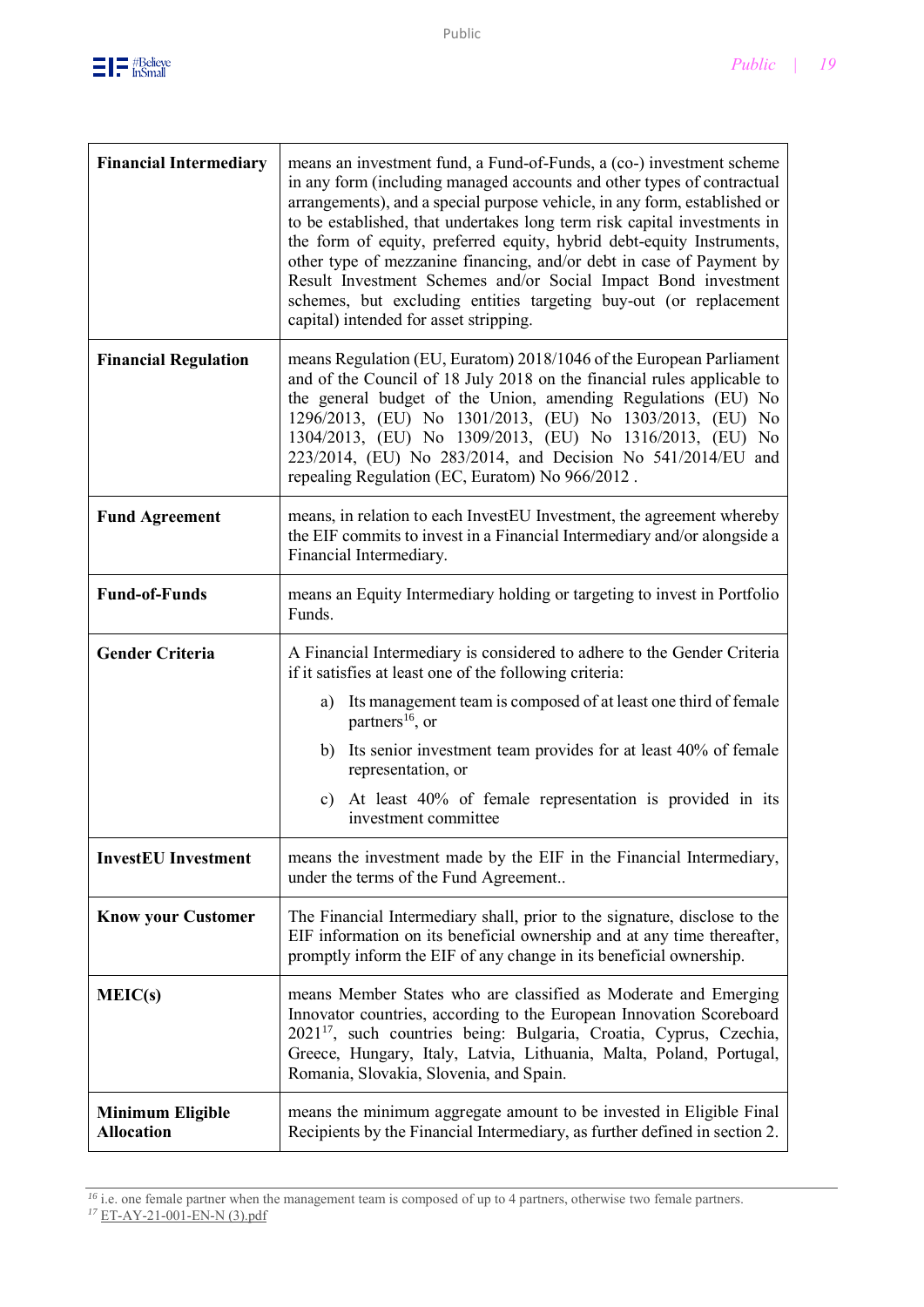| | |
|---|---|
| **Financial Intermediary** | means an investment fund, a Fund-of-Funds, a (co-) investment scheme in any form (including managed accounts and other types of contractual arrangements), and a special purpose vehicle, in any form, established or to be established, that undertakes long term risk capital investments in the form of equity, preferred equity, hybrid debt-equity Instruments, other type of mezzanine financing, and/or debt in case of Payment by Result Investment Schemes and/or Social Impact Bond investment schemes, but excluding entities targeting buy-out (or replacement capital) intended for asset stripping. |
| **Financial Regulation** | means Regulation (EU, Euratom) 2018/1046 of the European Parliament and of the Council of 18 July 2018 on the financial rules applicable to the general budget of the Union, amending Regulations (EU) No 1296/2013, (EU) No 1301/2013, (EU) No 1303/2013, (EU) No 1304/2013, (EU) No 1309/2013, (EU) No 1316/2013, (EU) No 223/2014, (EU) No 283/2014, and Decision No 541/2014/EU and repealing Regulation (EC, Euratom) No 966/2012 . |
| **Fund Agreement** | means, in relation to each InvestEU Investment, the agreement whereby the EIF commits to invest in a Financial Intermediary and/or alongside a Financial Intermediary. |
| **Fund-of-Funds** | means an Equity Intermediary holding or targeting to invest in Portfolio Funds. |
| **Gender Criteria** | A Financial Intermediary is considered to adhere to the Gender Criteria if it satisfies at least one of the following criteria:<br>a) Its management team is composed of at least one third of female partners[16], or<br>b) Its senior investment team provides for at least 40% of female representation, or<br>c) At least 40% of female representation is provided in its investment committee |
| **InvestEU Investment** | means the investment made by the EIF in the Financial Intermediary, under the terms of the Fund Agreement.. |
| **Know your Customer** | The Financial Intermediary shall, prior to the signature, disclose to the EIF information on its beneficial ownership and at any time thereafter, promptly inform the EIF of any change in its beneficial ownership. |
| **MEIC(s)** | means Member States who are classified as Moderate and Emerging Innovator countries, according to the European Innovation Scoreboard 2021[17], such countries being: Bulgaria, Croatia, Cyprus, Czechia, Greece, Hungary, Italy, Latvia, Lithuania, Malta, Poland, Portugal, Romania, Slovakia, Slovenia, and Spain. |
| **Minimum Eligible Allocation** | means the minimum aggregate amount to be invested in Eligible Final Recipients by the Financial Intermediary, as further defined in section 2. |

[16] i.e. one female partner when the management team is composed of up to 4 partners, otherwise two female partners.

[17] ET-AY-21-001-EN-N (3).pdf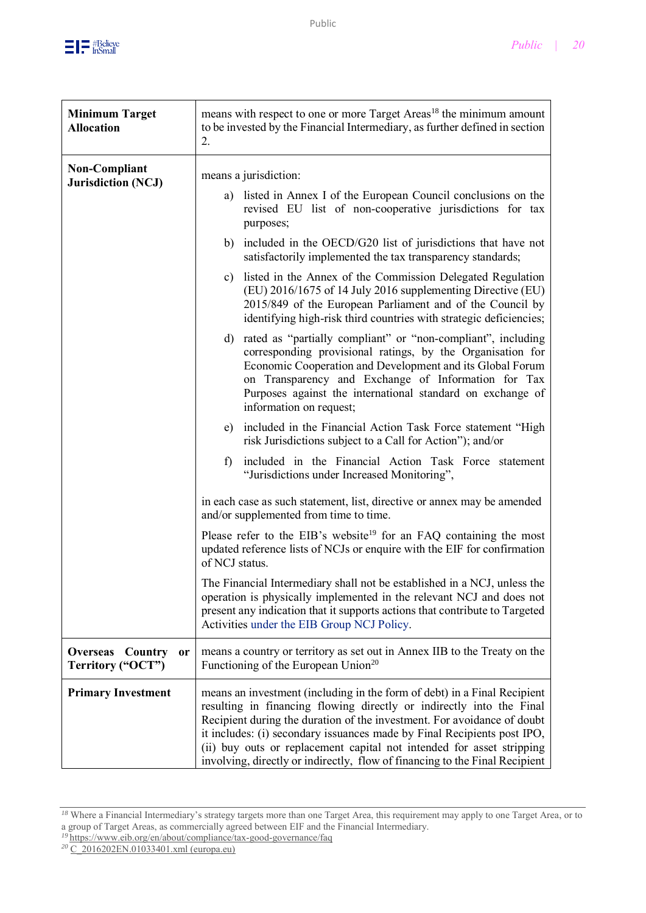| | |
|---|---|
| **Minimum Target Allocation** | means with respect to one or more Target Areas[18] the minimum amount to be invested by the Financial Intermediary, as further defined in section 2. |
| **Non-Compliant Jurisdiction (NCJ)** | means a jurisdiction:<br>a) listed in Annex I of the European Council conclusions on the revised EU list of non-cooperative jurisdictions for tax purposes;<br>b) included in the OECD/G20 list of jurisdictions that have not satisfactorily implemented the tax transparency standards;<br>c) listed in the Annex of the Commission Delegated Regulation (EU) 2016/1675 of 14 July 2016 supplementing Directive (EU) 2015/849 of the European Parliament and of the Council by identifying high-risk third countries with strategic deficiencies;<br>d) rated as "partially compliant" or "non-compliant", including corresponding provisional ratings, by the Organisation for Economic Cooperation and Development and its Global Forum on Transparency and Exchange of Information for Tax Purposes against the international standard on exchange of information on request;<br>e) included in the Financial Action Task Force statement "High risk Jurisdictions subject to a Call for Action"); and/or<br>f) included in the Financial Action Task Force statement "Jurisdictions under Increased Monitoring",<br><br>in each case as such statement, list, directive or annex may be amended and/or supplemented from time to time.<br><br>Please refer to the EIB's website[19] for an FAQ containing the most updated reference lists of NCJs or enquire with the EIF for confirmation of NCJ status.<br><br>The Financial Intermediary shall not be established in a NCJ, unless the operation is physically implemented in the relevant NCJ and does not present any indication that it supports actions that contribute to Targeted Activities under the EIB Group NCJ Policy. |
| **Overseas Country or Territory ("OCT")** | means a country or territory as set out in Annex IIB to the Treaty on the Functioning of the European Union[20] |
| **Primary Investment** | means an investment (including in the form of debt) in a Final Recipient resulting in financing flowing directly or indirectly into the Final Recipient during the duration of the investment. For avoidance of doubt it includes: (i) secondary issuances made by Final Recipients post IPO, (ii) buy outs or replacement capital not intended for asset stripping involving, directly or indirectly, flow of financing to the Final Recipient |

[18] Where a Financial Intermediary's strategy targets more than one Target Area, this requirement may apply to one Target Area, or to a group of Target Areas, as commercially agreed between EIF and the Financial Intermediary.

[19] https://www.eib.org/en/about/compliance/tax-good-governance/faq

[20] C_2016202EN.01033401.xml (europa.eu)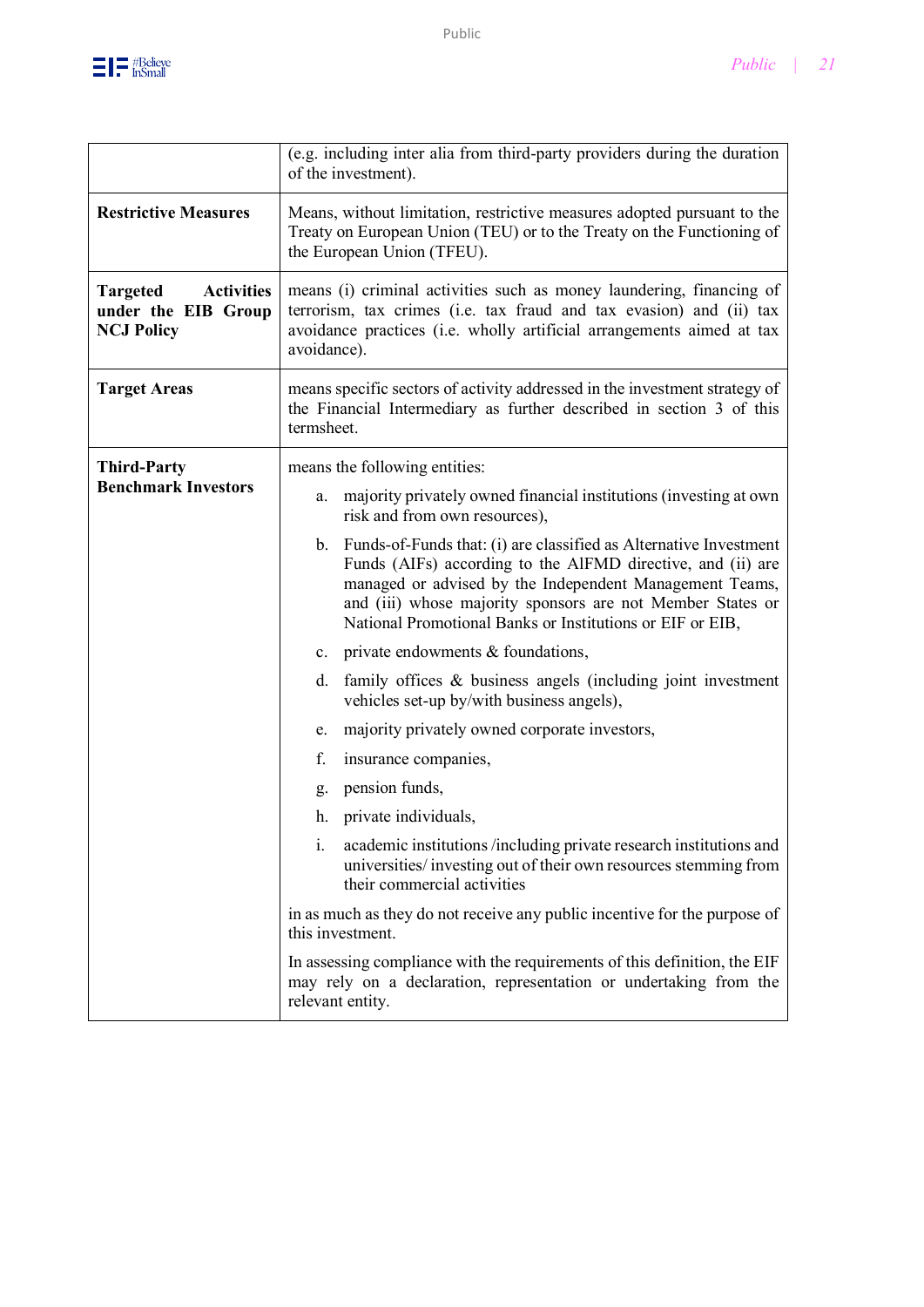| | |
|---|---|
| | (e.g. including inter alia from third-party providers during the duration of the investment). |
| **Restrictive Measures** | Means, without limitation, restrictive measures adopted pursuant to the Treaty on European Union (TEU) or to the Treaty on the Functioning of the European Union (TFEU). |
| **Targeted Activities under the EIB Group NCJ Policy** | means (i) criminal activities such as money laundering, financing of terrorism, tax crimes (i.e. tax fraud and tax evasion) and (ii) tax avoidance practices (i.e. wholly artificial arrangements aimed at tax avoidance). |
| **Target Areas** | means specific sectors of activity addressed in the investment strategy of the Financial Intermediary as further described in section 3 of this termsheet. |
| **Third-Party Benchmark Investors** | means the following entities:<br>a. majority privately owned financial institutions (investing at own risk and from own resources),<br>b. Funds-of-Funds that: (i) are classified as Alternative Investment Funds (AIFs) according to the AIFMD directive, and (ii) are managed or advised by the Independent Management Teams, and (iii) whose majority sponsors are not Member States or National Promotional Banks or Institutions or EIF or EIB,<br>c. private endowments & foundations,<br>d. family offices & business angels (including joint investment vehicles set-up by/with business angels),<br>e. majority privately owned corporate investors,<br>f. insurance companies,<br>g. pension funds,<br>h. private individuals,<br>i. academic institutions /including private research institutions and universities/ investing out of their own resources stemming from their commercial activities<br><br>in as much as they do not receive any public incentive for the purpose of this investment.<br><br>In assessing compliance with the requirements of this definition, the EIF may rely on a declaration, representation or undertaking from the relevant entity. |